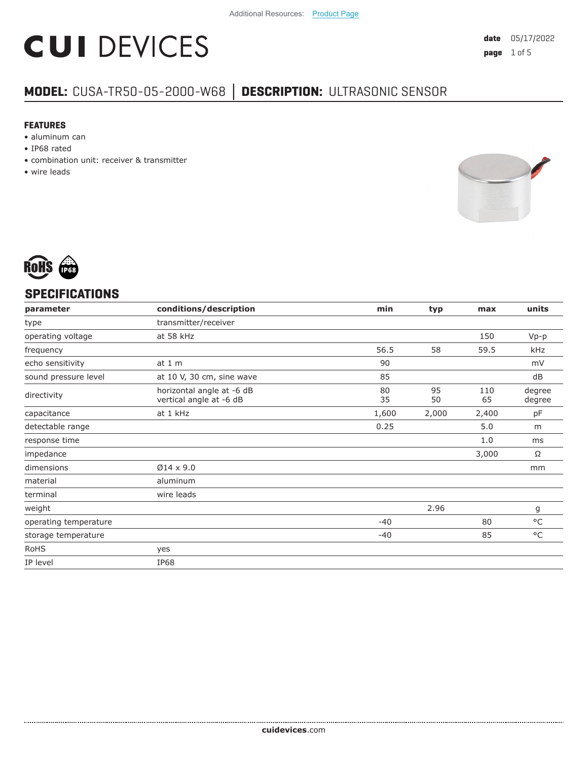Additional Resources: Product Page

# CUI DEVICES

**date** 05/17/2022

## MODEL: CUSA-TR50-05-2000-W68 | DESCRIPTION: ULTRASONIC SENSOR

### FEATURES

- aluminum can
- IP68 rated
- combination unit: receiver & transmitter
- wire leads

## SPECIFICATIONS

| parameter | conditions/description | min | typ | max | units |
|---|---|---|---|---|---|
| type | transmitter/receiver | | | | |
| operating voltage | at 58 kHz | | | 150 | Vp-p |
| frequency | | 56.5 | 58 | 59.5 | kHz |
| echo sensitivity | at 1 m | 90 | | | mV |
| sound pressure level | at 10 V, 30 cm, sine wave | 85 | | | dB |
| directivity | horizontal angle at -6 dB<br>vertical angle at -6 dB | 80<br>35 | 95<br>50 | 110<br>65 | degree<br>degree |
| capacitance | at 1 kHz | 1,600 | 2,000 | 2,400 | pF |
| detectable range | | 0.25 | | 5.0 | m |
| response time | | | | 1.0 | ms |
| impedance | | | | 3,000 | Ω |
| dimensions | Ø14 x 9.0 | | | | mm |
| material | aluminum | | | | |
| terminal | wire leads | | | | |
| weight | | | 2.96 | | g |
| operating temperature | | -40 | | 80 | °C |
| storage temperature | | -40 | | 85 | °C |
| RoHS | yes | | | | |
| IP level | IP68 | | | | |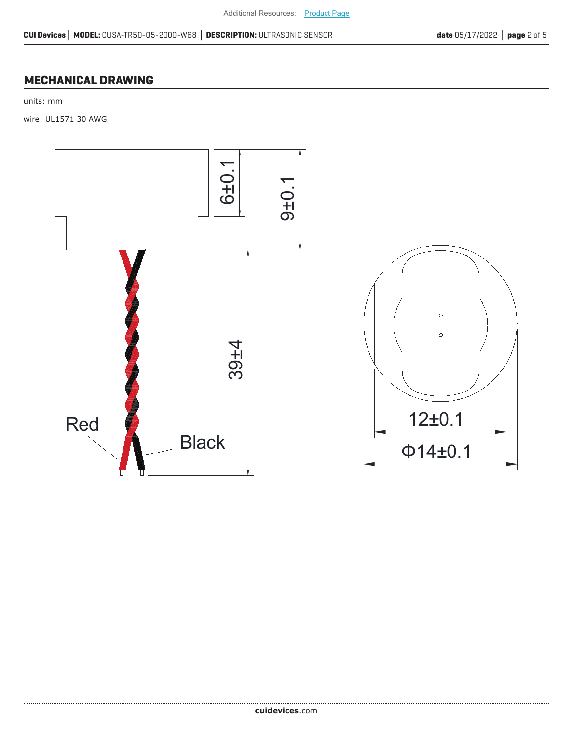## MECHANICAL DRAWING

units: mm

wire: UL1571 30 AWG

6±0.1

9±0.1

39±4

Red

Black

12±0.1

Φ14±0.1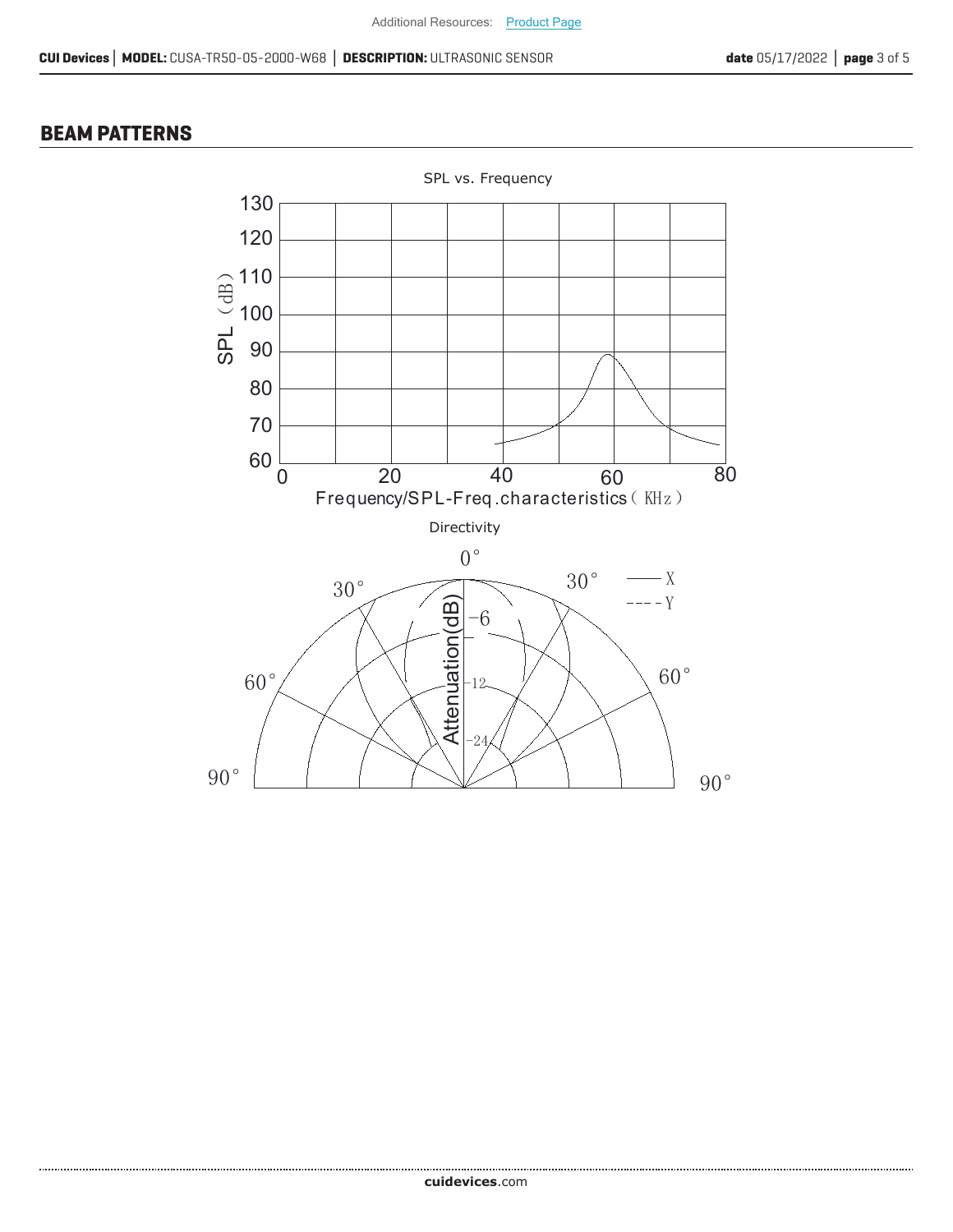## BEAM PATTERNS

SPL vs. Frequency

SPL（dB）

130
120
110
100
90
80
70
60

0 20 40 60 80

Frequency/SPL-Freq.characteristics（KHz）

Directivity

0°
30° 30°
60° 60°
90° 90°

— X
- - - Y

Attenuation(dB)
-6
-12
-24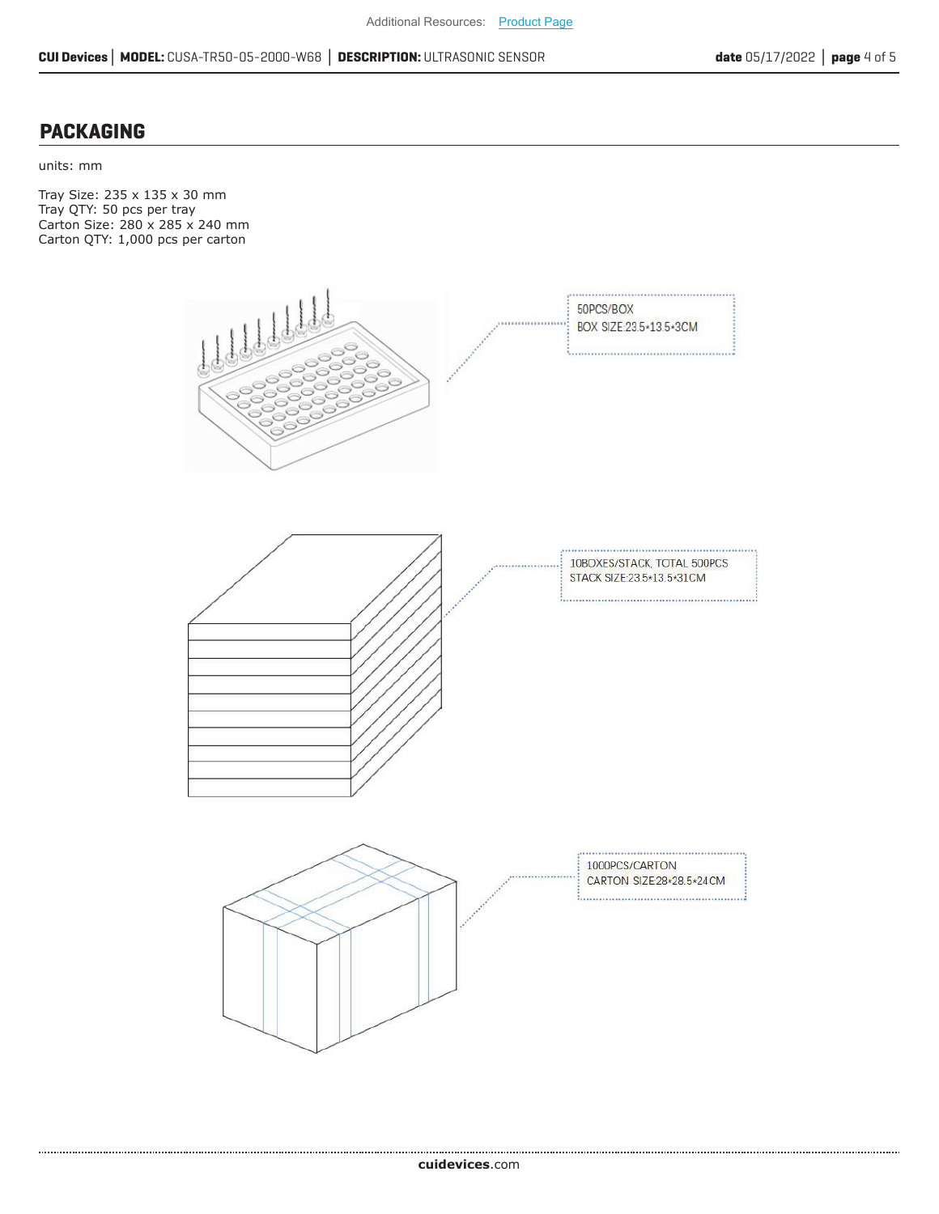## PACKAGING

units: mm

Tray Size: 235 x 135 x 30 mm
Tray QTY: 50 pcs per tray
Carton Size: 280 x 285 x 240 mm
Carton QTY: 1,000 pcs per carton

50PCS/BOX
BOX SIZE:23.5*13.5*3CM

10BOXES/STACK, TOTAL 500PCS
STACK SIZE:23.5*13.5*31CM

1000PCS/CARTON
CARTON SIZE:28*28.5*24CM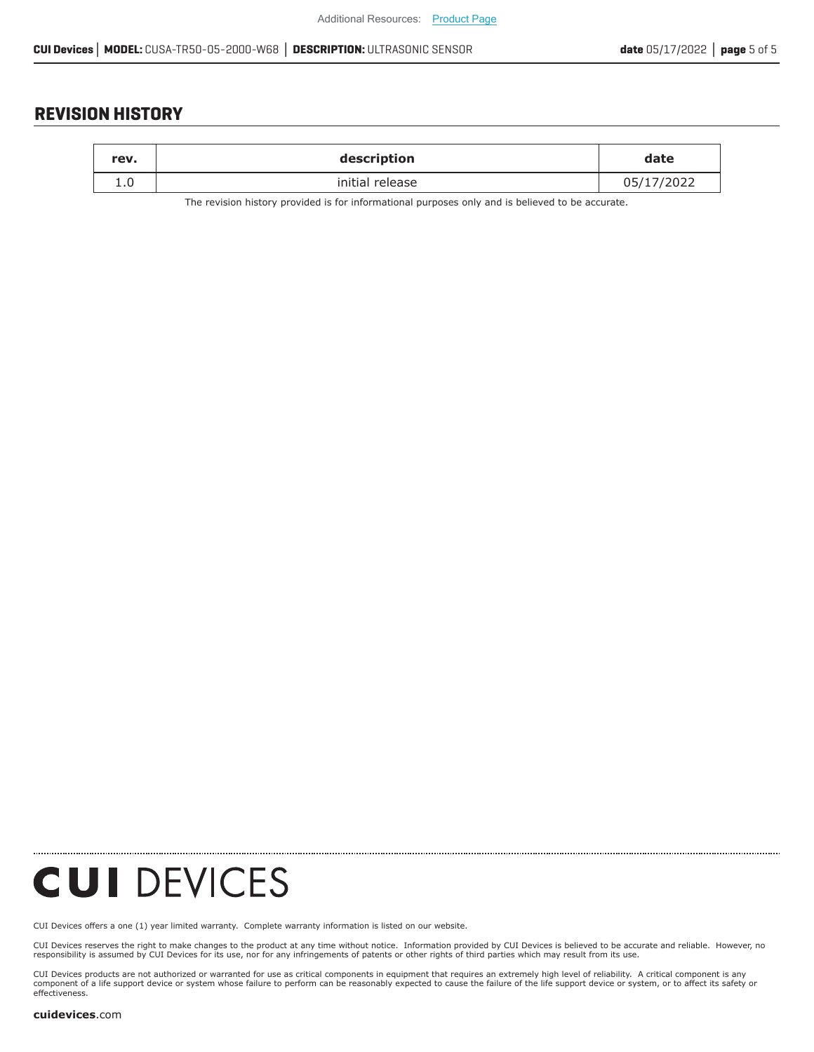## REVISION HISTORY

| rev. | description | date |
|---|---|---|
| 1.0 | initial release | 05/17/2022 |

The revision history provided is for informational purposes only and is believed to be accurate.

**CUI** DEVICES

CUI Devices offers a one (1) year limited warranty. Complete warranty information is listed on our website.

CUI Devices reserves the right to make changes to the product at any time without notice. Information provided by CUI Devices is believed to be accurate and reliable. However, no responsibility is assumed by CUI Devices for its use, nor for any infringements of patents or other rights of third parties which may result from its use.

CUI Devices products are not authorized or warranted for use as critical components in equipment that requires an extremely high level of reliability. A critical component is any component of a life support device or system whose failure to perform can be reasonably expected to cause the failure of the life support device or system, or to affect its safety or effectiveness.

**cuidevices**.com